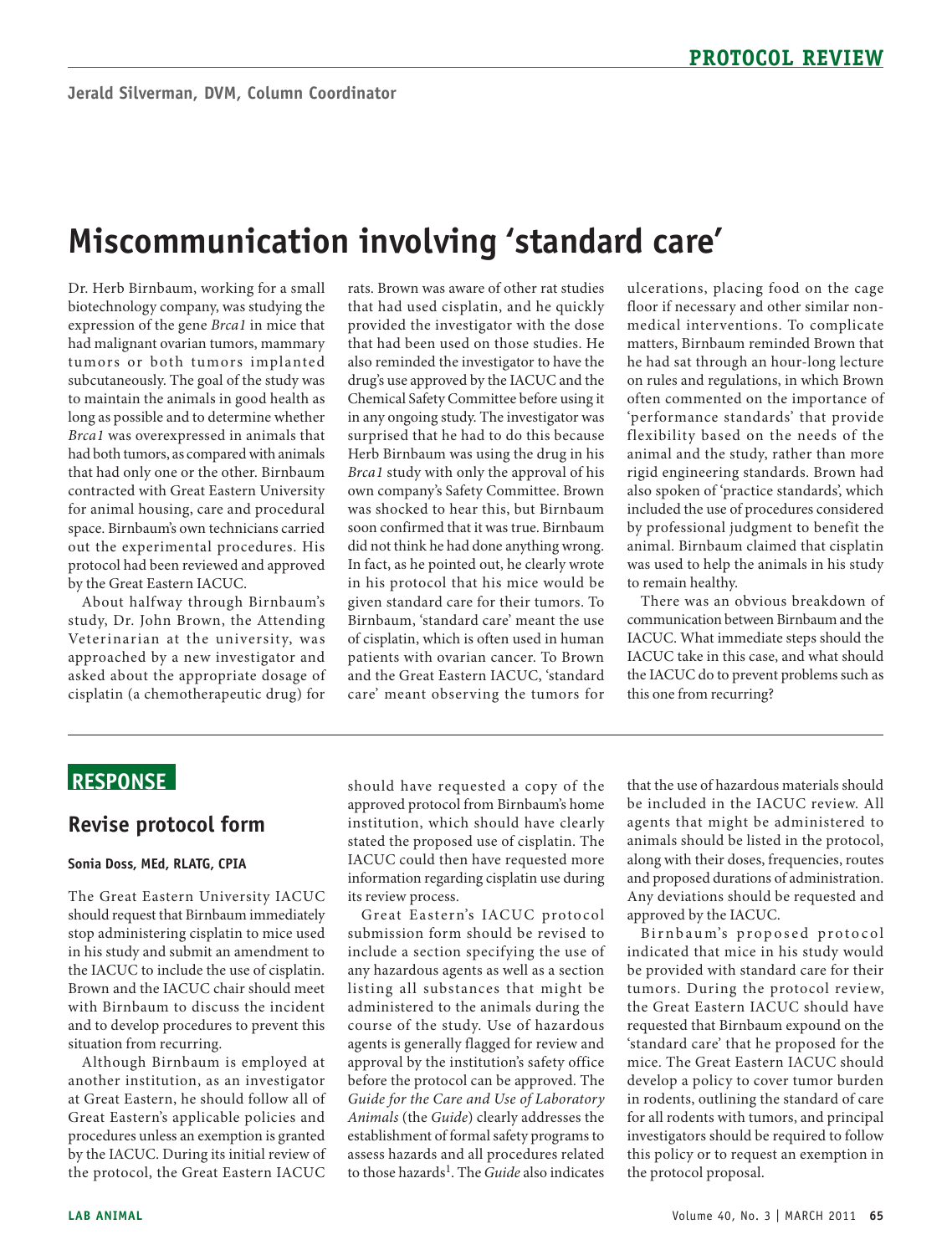# Miscommunication involving 'standard care'

Jerald Silverman, DVM, Column Coordinator

Dr. Herb Birnbaum, working for a small biotechnology company, was studying the expression of the gene *Brca1* in mice that had malignant ovarian tumors, mammary tumors or both tumors implanted subcutaneously. The goal of the study was to maintain the animals in good health as long as possible and to determine whether *Brca1* was overexpressed in animals that had both tumors, as compared with animals that had only one or the other. Birnbaum contracted with Great Eastern University for animal housing, care and procedural space. Birnbaum's own technicians carried out the experimental procedures. His protocol had been reviewed and approved by the Great Eastern IACUC.

About halfway through Birnbaum's study, Dr. John Brown, the Attending Veterinarian at the university, was approached by a new investigator and asked about the appropriate dosage of cisplatin (a chemotherapeutic drug) for rats. Brown was aware of other rat studies that had used cisplatin, and he quickly provided the investigator with the dose that had been used on those studies. He also reminded the investigator to have the drug's use approved by the IACUC and the Chemical Safety Committee before using it in any ongoing study. The investigator was surprised that he had to do this because Herb Birnbaum was using the drug in his *Brca1* study with only the approval of his own company's Safety Committee. Brown was shocked to hear this, but Birnbaum soon confirmed that it was true. Birnbaum did not think he had done anything wrong. In fact, as he pointed out, he clearly wrote in his protocol that his mice would be given standard care for their tumors. To Birnbaum, 'standard care' meant the use of cisplatin, which is often used in human patients with ovarian cancer. To Brown and the Great Eastern IACUC, 'standard care' meant observing the tumors for ulcerations, placing food on the cage floor if necessary and other similar non-medical interventions. To complicate matters, Birnbaum reminded Brown that he had sat through an hour-long lecture on rules and regulations, in which Brown often commented on the importance of 'performance standards' that provide flexibility based on the needs of the animal and the study, rather than more rigid engineering standards. Brown had also spoken of 'practice standards', which included the use of procedures considered by professional judgment to benefit the animal. Birnbaum claimed that cisplatin was used to help the animals in his study to remain healthy.

There was an obvious breakdown of communication between Birnbaum and the IACUC. What immediate steps should the IACUC take in this case, and what should the IACUC do to prevent problems such as this one from recurring?

## RESPONSE

### Revise protocol form

**Sonia Doss, MEd, RLATG, CPIA**

The Great Eastern University IACUC should request that Birnbaum immediately stop administering cisplatin to mice used in his study and submit an amendment to the IACUC to include the use of cisplatin. Brown and the IACUC chair should meet with Birnbaum to discuss the incident and to develop procedures to prevent this situation from recurring.

Although Birnbaum is employed at another institution, as an investigator at Great Eastern, he should follow all of Great Eastern's applicable policies and procedures unless an exemption is granted by the IACUC. During its initial review of the protocol, the Great Eastern IACUC should have requested a copy of the approved protocol from Birnbaum's home institution, which should have clearly stated the proposed use of cisplatin. The IACUC could then have requested more information regarding cisplatin use during its review process.

Great Eastern's IACUC protocol submission form should be revised to include a section specifying the use of any hazardous agents as well as a section listing all substances that might be administered to the animals during the course of the study. Use of hazardous agents is generally flagged for review and approval by the institution's safety office before the protocol can be approved. The *Guide for the Care and Use of Laboratory Animals* (the *Guide*) clearly addresses the establishment of formal safety programs to assess hazards and all procedures related to those hazards[1]. The *Guide* also indicates that the use of hazardous materials should be included in the IACUC review. All agents that might be administered to animals should be listed in the protocol, along with their doses, frequencies, routes and proposed durations of administration. Any deviations should be requested and approved by the IACUC.

Birnbaum's proposed protocol indicated that mice in his study would be provided with standard care for their tumors. During the protocol review, the Great Eastern IACUC should have requested that Birnbaum expound on the 'standard care' that he proposed for the mice. The Great Eastern IACUC should develop a policy to cover tumor burden in rodents, outlining the standard of care for all rodents with tumors, and principal investigators should be required to follow this policy or to request an exemption in the protocol proposal.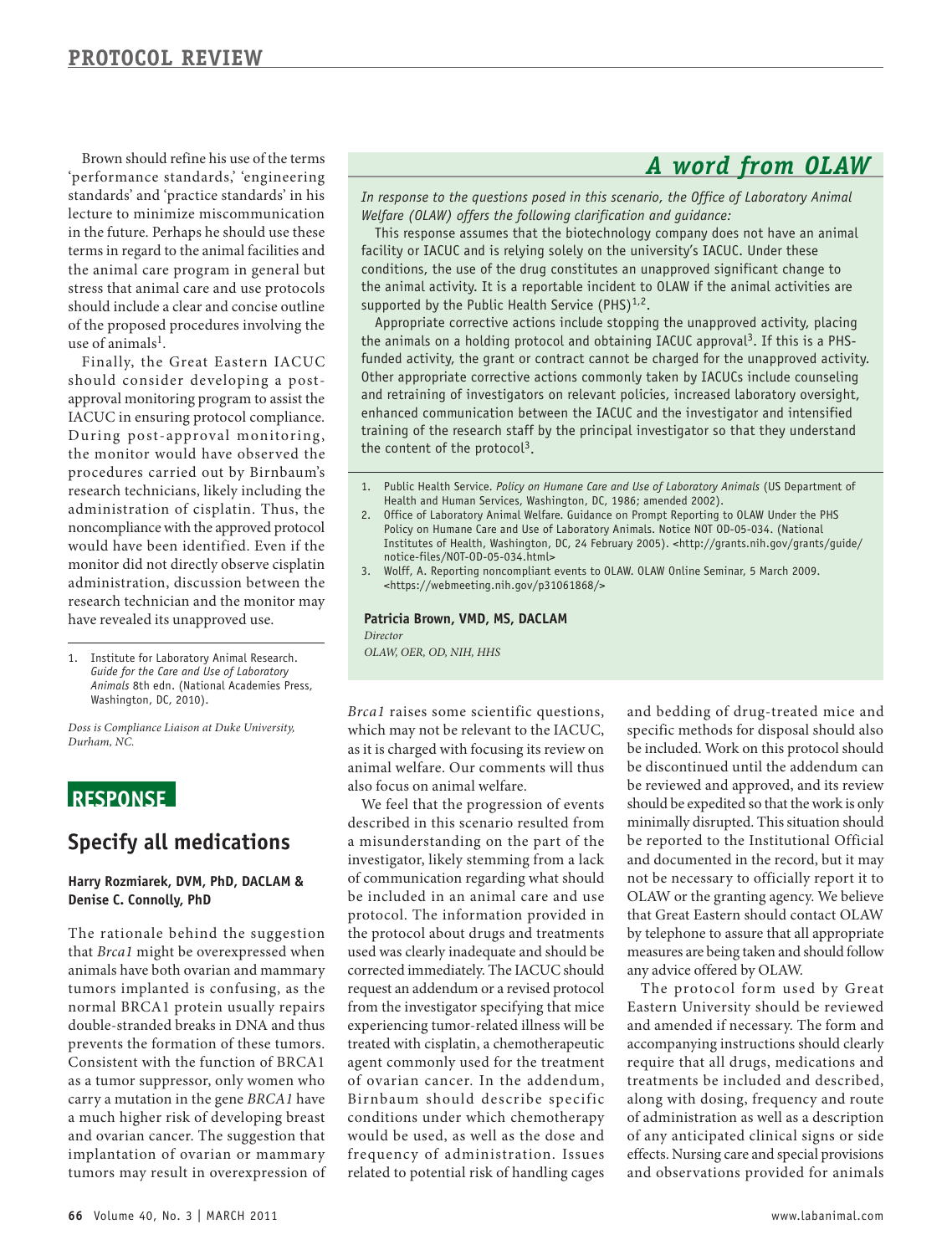Brown should refine his use of the terms 'performance standards,' 'engineering standards' and 'practice standards' in his lecture to minimize miscommunication in the future. Perhaps he should use these terms in regard to the animal facilities and the animal care program in general but stress that animal care and use protocols should include a clear and concise outline of the proposed procedures involving the use of animals[1].

Finally, the Great Eastern IACUC should consider developing a post-approval monitoring program to assist the IACUC in ensuring protocol compliance. During post-approval monitoring, the monitor would have observed the procedures carried out by Birnbaum's research technicians, likely including the administration of cisplatin. Thus, the noncompliance with the approved protocol would have been identified. Even if the monitor did not directly observe cisplatin administration, discussion between the research technician and the monitor may have revealed its unapproved use.

1. Institute for Laboratory Animal Research. *Guide for the Care and Use of Laboratory Animals* 8th edn. (National Academies Press, Washington, DC, 2010).

*Doss is Compliance Liaison at Duke University, Durham, NC.*

## A word from OLAW

*In response to the questions posed in this scenario, the Office of Laboratory Animal Welfare (OLAW) offers the following clarification and guidance:*

This response assumes that the biotechnology company does not have an animal facility or IACUC and is relying solely on the university's IACUC. Under these conditions, the use of the drug constitutes an unapproved significant change to the animal activity. It is a reportable incident to OLAW if the animal activities are supported by the Public Health Service (PHS)[1,2].

Appropriate corrective actions include stopping the unapproved activity, placing the animals on a holding protocol and obtaining IACUC approval[3]. If this is a PHS-funded activity, the grant or contract cannot be charged for the unapproved activity. Other appropriate corrective actions commonly taken by IACUCs include counseling and retraining of investigators on relevant policies, increased laboratory oversight, enhanced communication between the IACUC and the investigator and intensified training of the research staff by the principal investigator so that they understand the content of the protocol[3].

1. Public Health Service. *Policy on Humane Care and Use of Laboratory Animals* (US Department of Health and Human Services, Washington, DC, 1986; amended 2002).
2. Office of Laboratory Animal Welfare. Guidance on Prompt Reporting to OLAW Under the PHS Policy on Humane Care and Use of Laboratory Animals. Notice NOT OD-05-034. (National Institutes of Health, Washington, DC, 24 February 2005). <http://grants.nih.gov/grants/guide/notice-files/NOT-OD-05-034.html>
3. Wolff, A. Reporting noncompliant events to OLAW. OLAW Online Seminar, 5 March 2009. <https://webmeeting.nih.gov/p31061868/>

**Patricia Brown, VMD, MS, DACLAM**
*Director*
*OLAW, OER, OD, NIH, HHS*

## RESPONSE

## Specify all medications

**Harry Rozmiarek, DVM, PhD, DACLAM & Denise C. Connolly, PhD**

The rationale behind the suggestion that *Brca1* might be overexpressed when animals have both ovarian and mammary tumors implanted is confusing, as the normal BRCA1 protein usually repairs double-stranded breaks in DNA and thus prevents the formation of these tumors. Consistent with the function of BRCA1 as a tumor suppressor, only women who carry a mutation in the gene *BRCA1* have a much higher risk of developing breast and ovarian cancer. The suggestion that implantation of ovarian or mammary tumors may result in overexpression of *Brca1* raises some scientific questions, which may not be relevant to the IACUC, as it is charged with focusing its review on animal welfare. Our comments will thus also focus on animal welfare.

We feel that the progression of events described in this scenario resulted from a misunderstanding on the part of the investigator, likely stemming from a lack of communication regarding what should be included in an animal care and use protocol. The information provided in the protocol about drugs and treatments used was clearly inadequate and should be corrected immediately. The IACUC should request an addendum or a revised protocol from the investigator specifying that mice experiencing tumor-related illness will be treated with cisplatin, a chemotherapeutic agent commonly used for the treatment of ovarian cancer. In the addendum, Birnbaum should describe specific conditions under which chemotherapy would be used, as well as the dose and frequency of administration. Issues related to potential risk of handling cages and bedding of drug-treated mice and specific methods for disposal should also be included. Work on this protocol should be discontinued until the addendum can be reviewed and approved, and its review should be expedited so that the work is only minimally disrupted. This situation should be reported to the Institutional Official and documented in the record, but it may not be necessary to officially report it to OLAW or the granting agency. We believe that Great Eastern should contact OLAW by telephone to assure that all appropriate measures are being taken and should follow any advice offered by OLAW.

The protocol form used by Great Eastern University should be reviewed and amended if necessary. The form and accompanying instructions should clearly require that all drugs, medications and treatments be included and described, along with dosing, frequency and route of administration as well as a description of any anticipated clinical signs or side effects. Nursing care and special provisions and observations provided for animals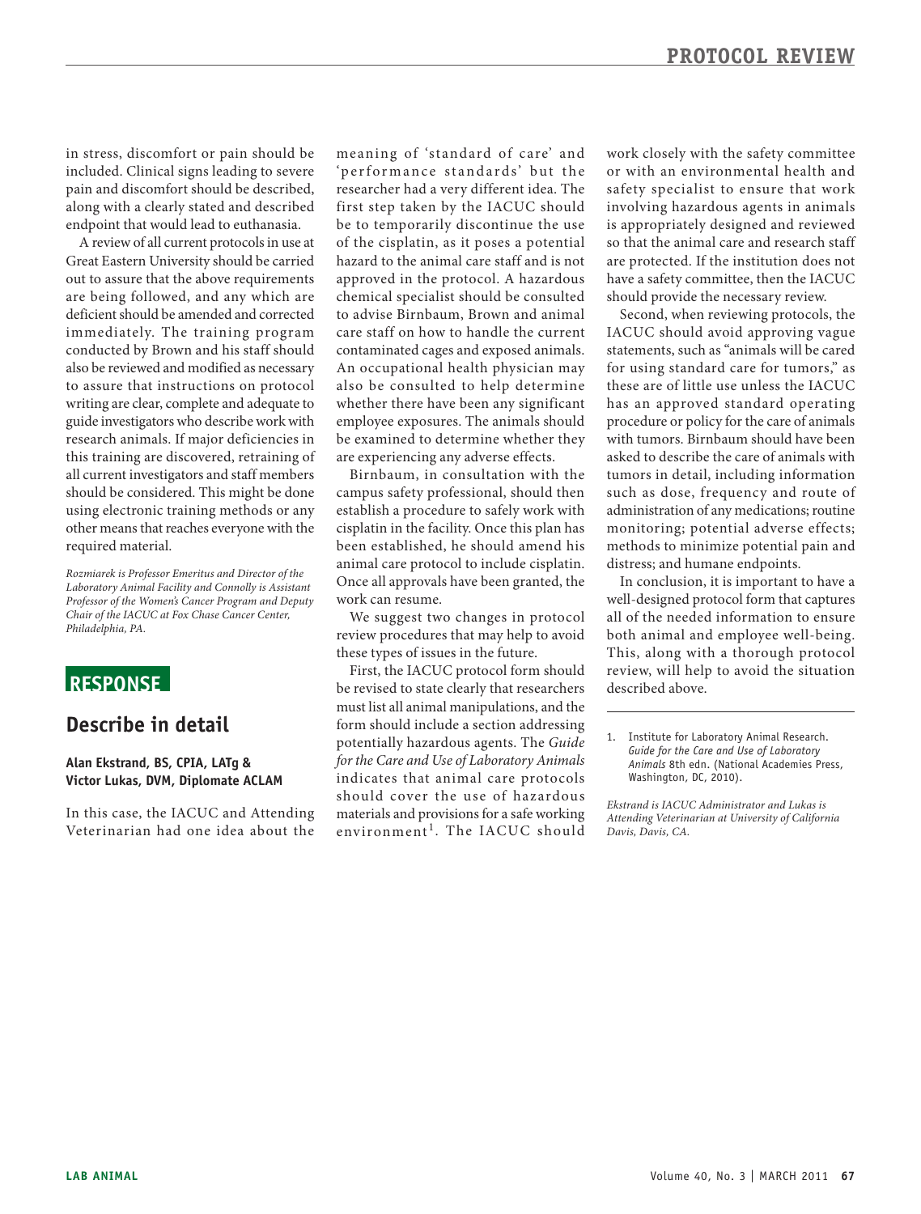in stress, discomfort or pain should be included. Clinical signs leading to severe pain and discomfort should be described, along with a clearly stated and described endpoint that would lead to euthanasia.

A review of all current protocols in use at Great Eastern University should be carried out to assure that the above requirements are being followed, and any which are deficient should be amended and corrected immediately. The training program conducted by Brown and his staff should also be reviewed and modified as necessary to assure that instructions on protocol writing are clear, complete and adequate to guide investigators who describe work with research animals. If major deficiencies in this training are discovered, retraining of all current investigators and staff members should be considered. This might be done using electronic training methods or any other means that reaches everyone with the required material.

*Rozmiarek is Professor Emeritus and Director of the Laboratory Animal Facility and Connolly is Assistant Professor of the Women's Cancer Program and Deputy Chair of the IACUC at Fox Chase Cancer Center, Philadelphia, PA.*

## RESPONSE

## Describe in detail

**Alan Ekstrand, BS, CPIA, LATg & Victor Lukas, DVM, Diplomate ACLAM**

In this case, the IACUC and Attending Veterinarian had one idea about the meaning of 'standard of care' and 'performance standards' but the researcher had a very different idea. The first step taken by the IACUC should be to temporarily discontinue the use of the cisplatin, as it poses a potential hazard to the animal care staff and is not approved in the protocol. A hazardous chemical specialist should be consulted to advise Birnbaum, Brown and animal care staff on how to handle the current contaminated cages and exposed animals. An occupational health physician may also be consulted to help determine whether there have been any significant employee exposures. The animals should be examined to determine whether they are experiencing any adverse effects.

Birnbaum, in consultation with the campus safety professional, should then establish a procedure to safely work with cisplatin in the facility. Once this plan has been established, he should amend his animal care protocol to include cisplatin. Once all approvals have been granted, the work can resume.

We suggest two changes in protocol review procedures that may help to avoid these types of issues in the future.

First, the IACUC protocol form should be revised to state clearly that researchers must list all animal manipulations, and the form should include a section addressing potentially hazardous agents. The *Guide for the Care and Use of Laboratory Animals* indicates that animal care protocols should cover the use of hazardous materials and provisions for a safe working environment[1]. The IACUC should work closely with the safety committee or with an environmental health and safety specialist to ensure that work involving hazardous agents in animals is appropriately designed and reviewed so that the animal care and research staff are protected. If the institution does not have a safety committee, then the IACUC should provide the necessary review.

Second, when reviewing protocols, the IACUC should avoid approving vague statements, such as "animals will be cared for using standard care for tumors," as these are of little use unless the IACUC has an approved standard operating procedure or policy for the care of animals with tumors. Birnbaum should have been asked to describe the care of animals with tumors in detail, including information such as dose, frequency and route of administration of any medications; routine monitoring; potential adverse effects; methods to minimize potential pain and distress; and humane endpoints.

In conclusion, it is important to have a well-designed protocol form that captures all of the needed information to ensure both animal and employee well-being. This, along with a thorough protocol review, will help to avoid the situation described above.

1. Institute for Laboratory Animal Research. *Guide for the Care and Use of Laboratory Animals* 8th edn. (National Academies Press, Washington, DC, 2010).

*Ekstrand is IACUC Administrator and Lukas is Attending Veterinarian at University of California Davis, Davis, CA.*